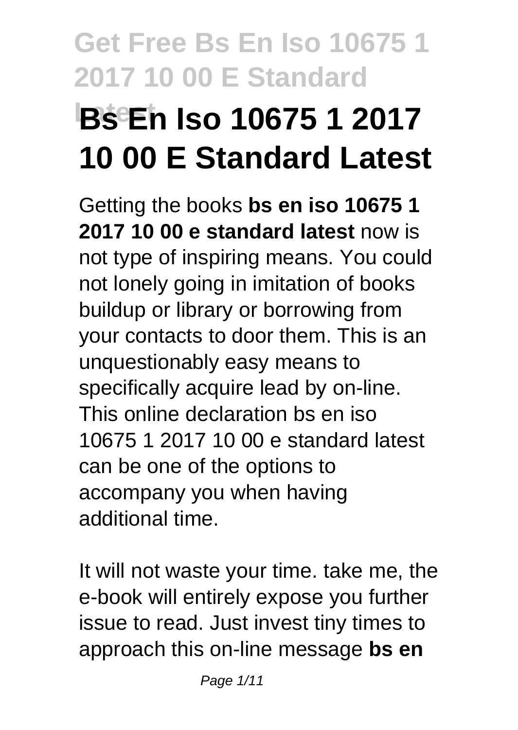# Bs En Iso 10675 1 2017 10 00 E Standard Latest

Getting the books **bs en iso 10675 1 2017 10 00 e standard latest** now is not type of inspiring means. You could not lonely going in imitation of books buildup or library or borrowing from your contacts to door them. This is an unquestionably easy means to specifically acquire lead by on-line. This online declaration bs en iso 10675 1 2017 10 00 e standard latest can be one of the options to accompany you when having additional time.

It will not waste your time. take me, the e-book will entirely expose you further issue to read. Just invest tiny times to approach this on-line message **bs en**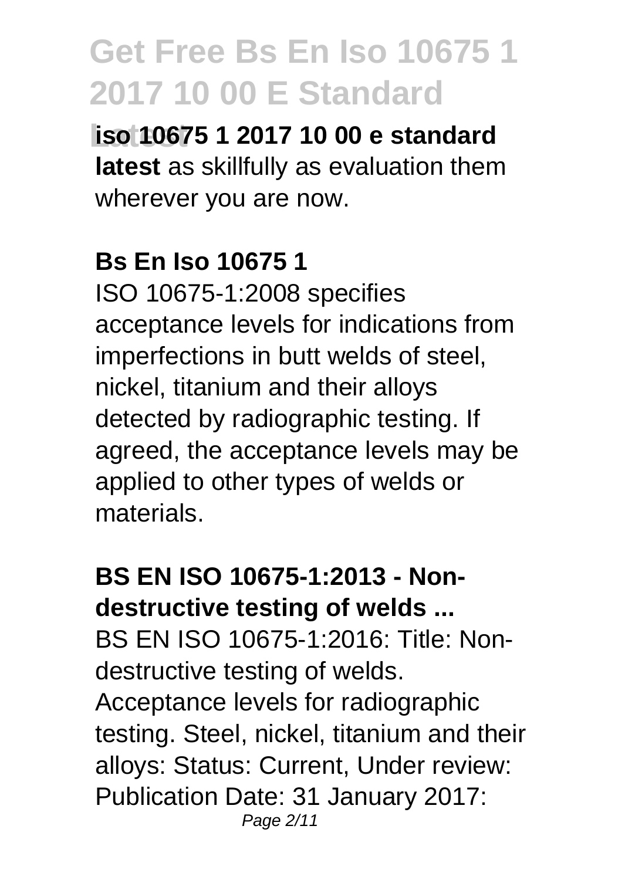**iso 10675 1 2017 10 00 e standard latest** as skillfully as evaluation them wherever you are now.

**Bs En Iso 10675 1**

ISO 10675-1:2008 specifies acceptance levels for indications from imperfections in butt welds of steel, nickel, titanium and their alloys detected by radiographic testing. If agreed, the acceptance levels may be applied to other types of welds or materials.

**BS EN ISO 10675-1:2013 - Non-destructive testing of welds ...**

BS EN ISO 10675-1:2016: Title: Non-destructive testing of welds. Acceptance levels for radiographic testing. Steel, nickel, titanium and their alloys: Status: Current, Under review: Publication Date: 31 January 2017: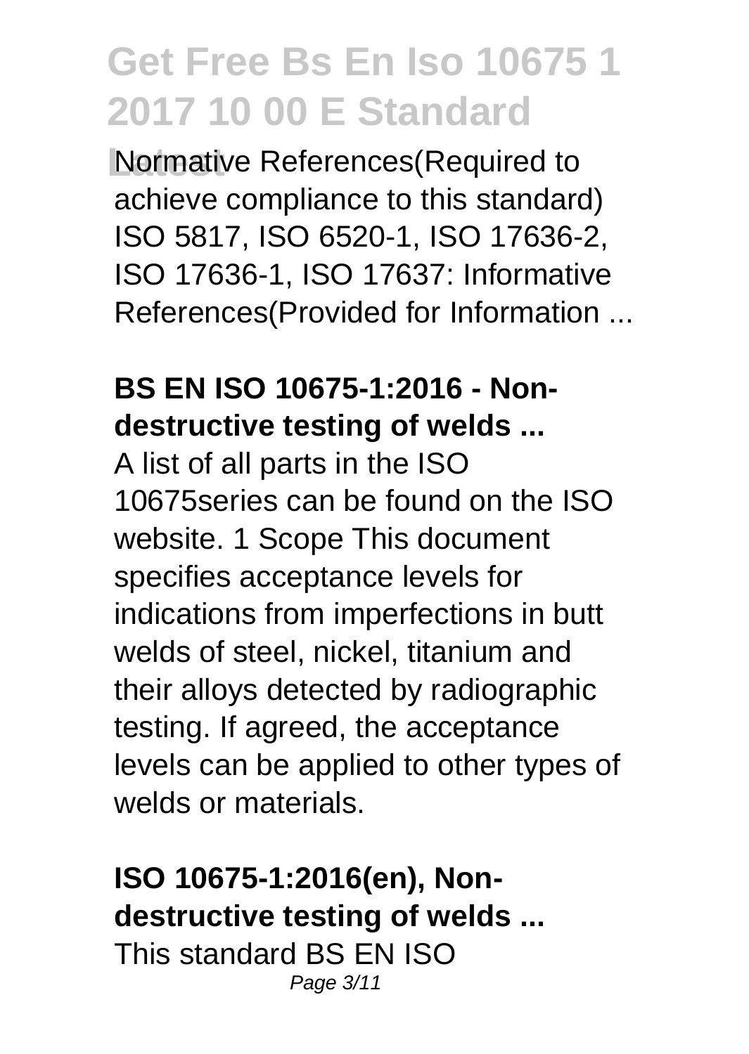**Latest** Normative References(Required to achieve compliance to this standard) ISO 5817, ISO 6520-1, ISO 17636-2, ISO 17636-1, ISO 17637: Informative References(Provided for Information ...

**BS EN ISO 10675-1:2016 - Non-destructive testing of welds ...**

A list of all parts in the ISO 10675series can be found on the ISO website. 1 Scope This document specifies acceptance levels for indications from imperfections in butt welds of steel, nickel, titanium and their alloys detected by radiographic testing. If agreed, the acceptance levels can be applied to other types of welds or materials.

**ISO 10675-1:2016(en), Non-destructive testing of welds ...**

This standard BS EN ISO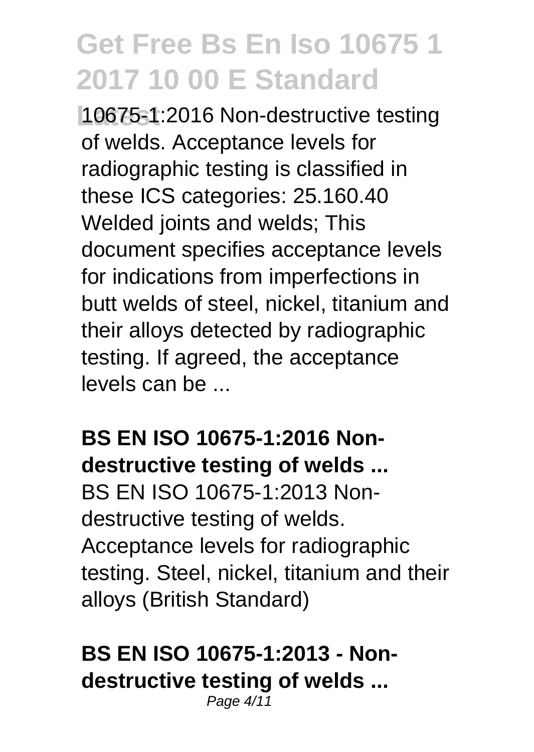10675-1:2016 Non-destructive testing of welds. Acceptance levels for radiographic testing is classified in these ICS categories: 25.160.40 Welded joints and welds; This document specifies acceptance levels for indications from imperfections in butt welds of steel, nickel, titanium and their alloys detected by radiographic testing. If agreed, the acceptance levels can be ...

**BS EN ISO 10675-1:2016 Non-destructive testing of welds ...**

BS EN ISO 10675-1:2013 Non-destructive testing of welds. Acceptance levels for radiographic testing. Steel, nickel, titanium and their alloys (British Standard)

**BS EN ISO 10675-1:2013 - Non-destructive testing of welds ...**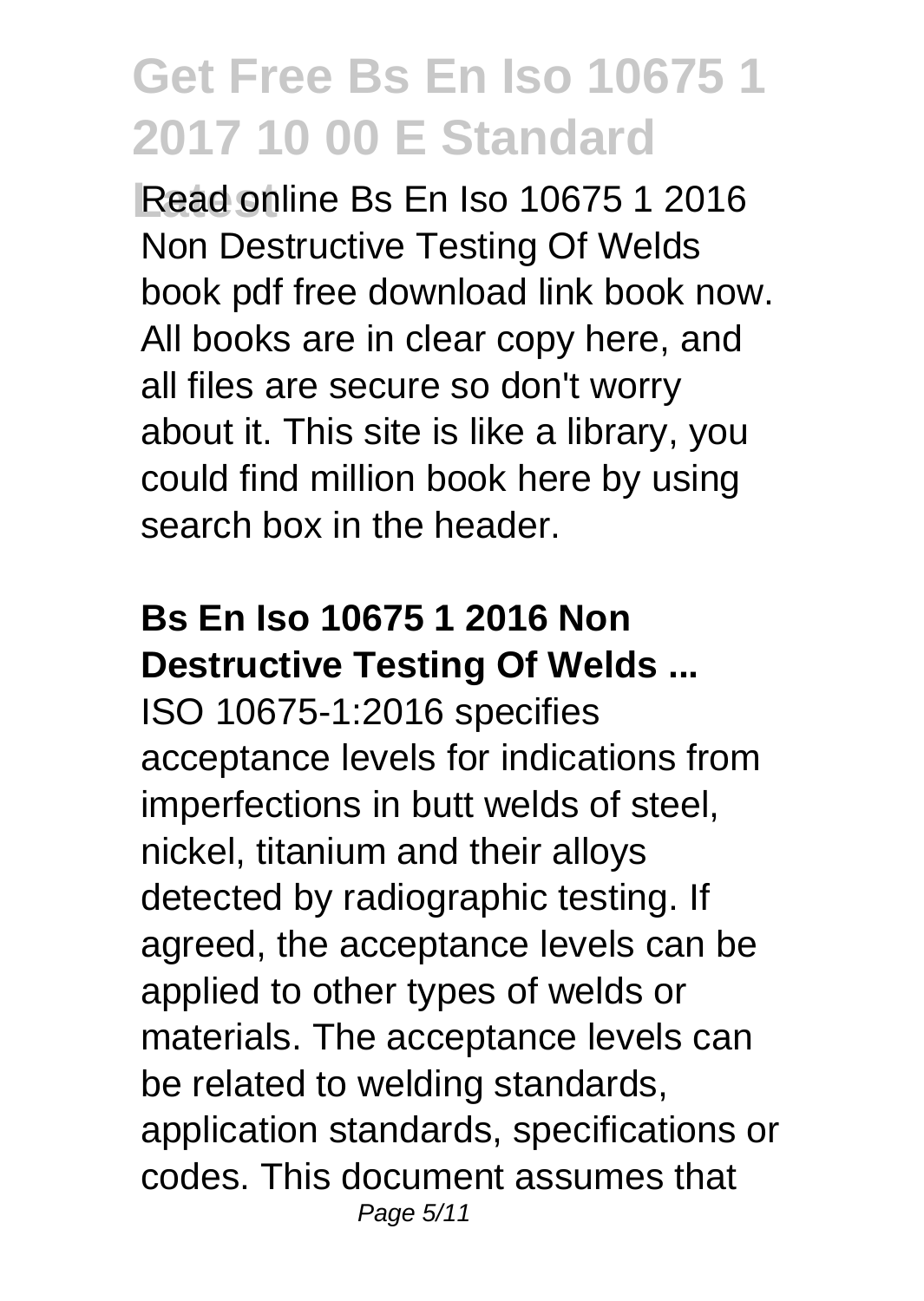Read online Bs En Iso 10675 1 2016 Non Destructive Testing Of Welds book pdf free download link book now. All books are in clear copy here, and all files are secure so don't worry about it. This site is like a library, you could find million book here by using search box in the header.

**Bs En Iso 10675 1 2016 Non Destructive Testing Of Welds ...**

ISO 10675-1:2016 specifies acceptance levels for indications from imperfections in butt welds of steel, nickel, titanium and their alloys detected by radiographic testing. If agreed, the acceptance levels can be applied to other types of welds or materials. The acceptance levels can be related to welding standards, application standards, specifications or codes. This document assumes that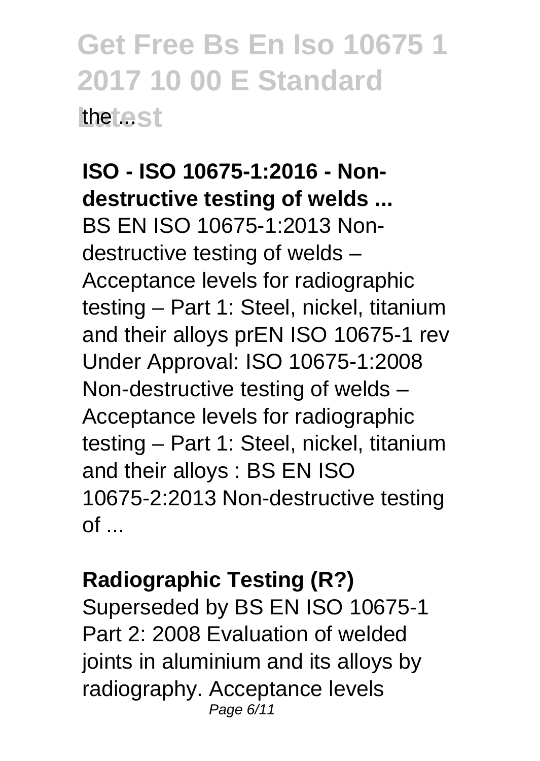the ...

**ISO - ISO 10675-1:2016 - Non-destructive testing of welds ...**

BS EN ISO 10675-1:2013 Non-destructive testing of welds – Acceptance levels for radiographic testing – Part 1: Steel, nickel, titanium and their alloys prEN ISO 10675-1 rev Under Approval: ISO 10675-1:2008 Non-destructive testing of welds – Acceptance levels for radiographic testing – Part 1: Steel, nickel, titanium and their alloys : BS EN ISO 10675-2:2013 Non-destructive testing of ...

**Radiographic Testing (R?)**

Superseded by BS EN ISO 10675-1 Part 2: 2008 Evaluation of welded joints in aluminium and its alloys by radiography. Acceptance levels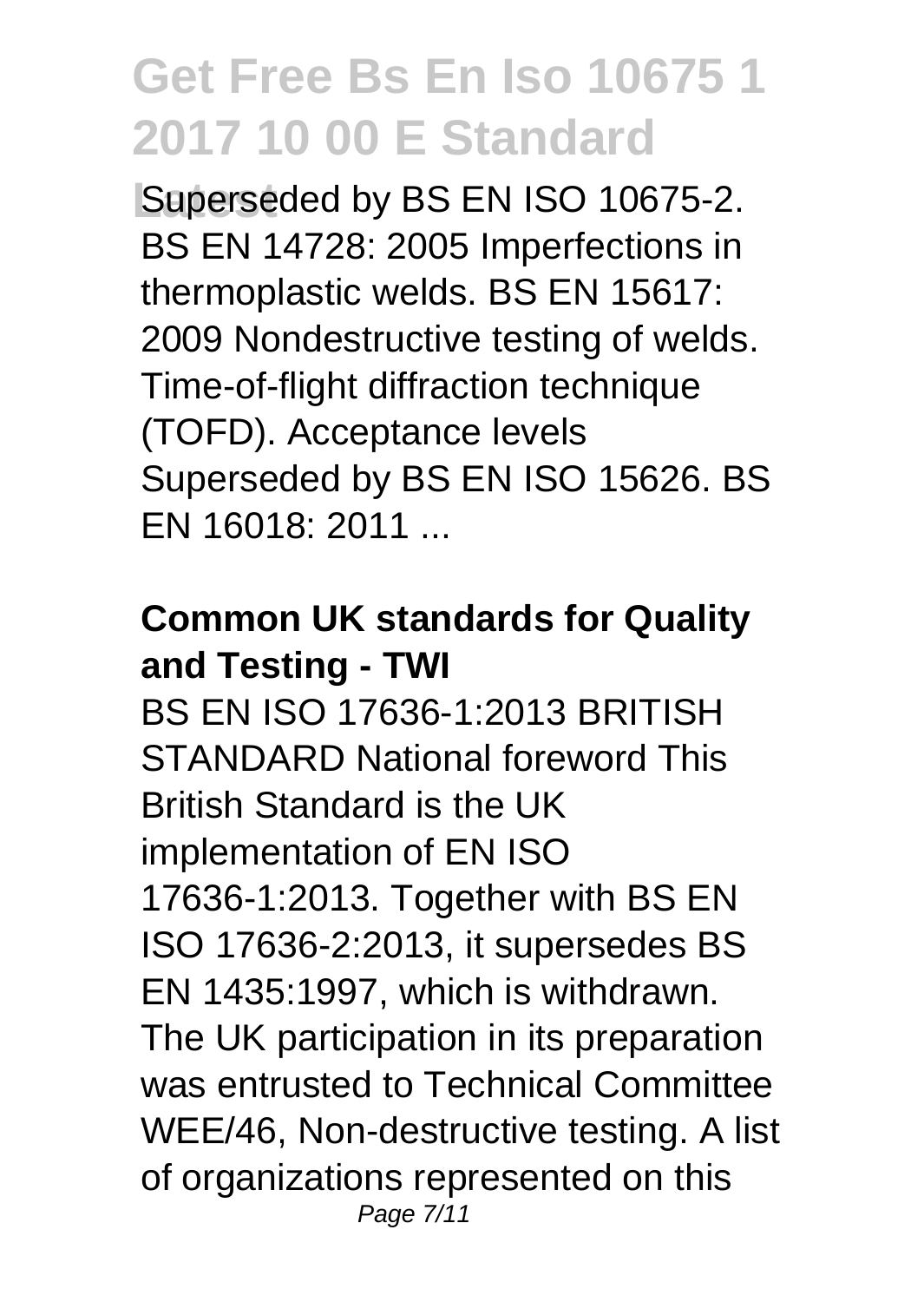Superseded by BS EN ISO 10675-2. BS EN 14728: 2005 Imperfections in thermoplastic welds. BS EN 15617: 2009 Nondestructive testing of welds. Time-of-flight diffraction technique (TOFD). Acceptance levels Superseded by BS EN ISO 15626. BS EN 16018: 2011 ...

**Common UK standards for Quality and Testing - TWI**

BS EN ISO 17636-1:2013 BRITISH STANDARD National foreword This British Standard is the UK implementation of EN ISO 17636-1:2013. Together with BS EN ISO 17636-2:2013, it supersedes BS EN 1435:1997, which is withdrawn. The UK participation in its preparation was entrusted to Technical Committee WEE/46, Non-destructive testing. A list of organizations represented on this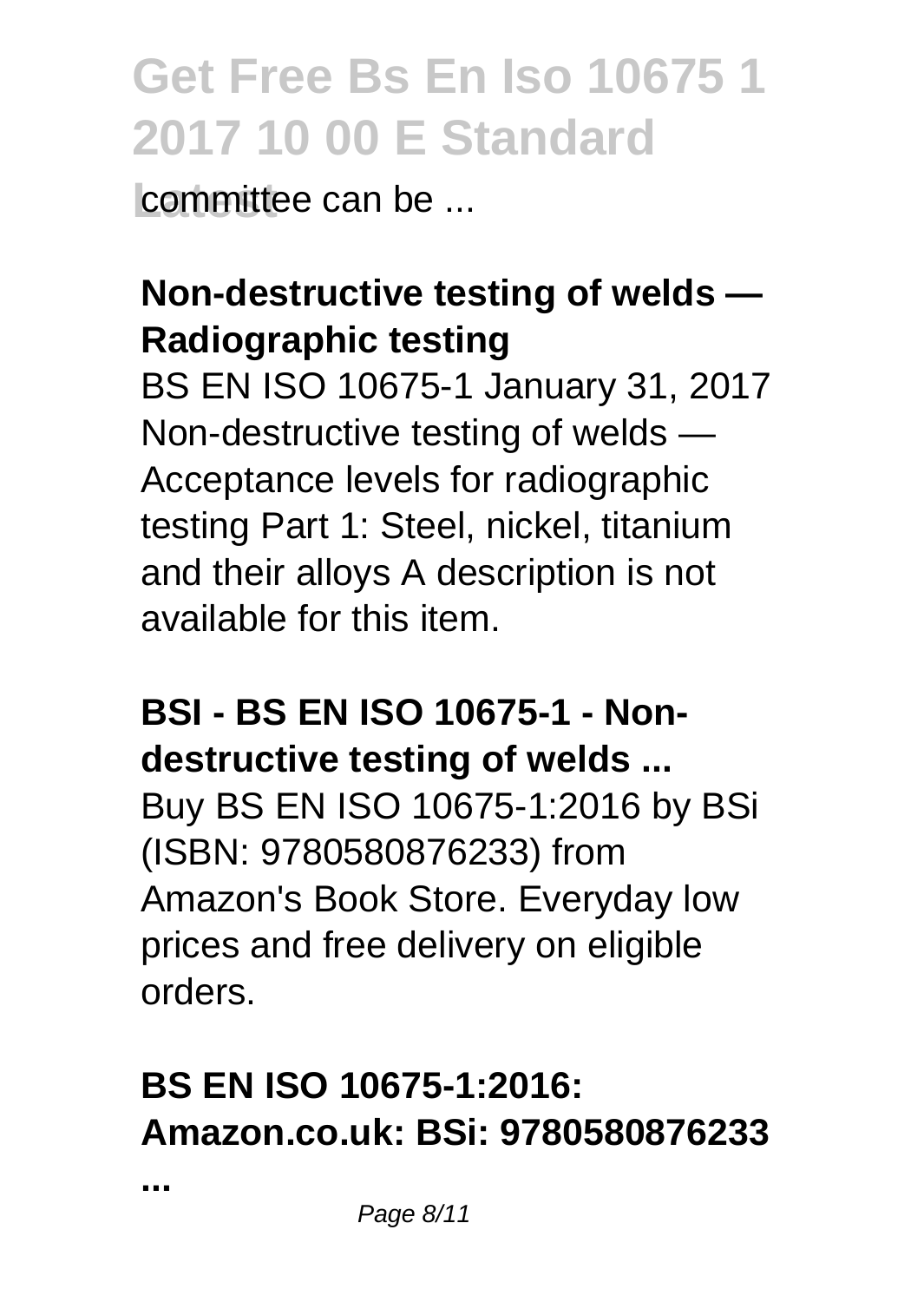committee can be ...

**Non-destructive testing of welds — Radiographic testing**

BS EN ISO 10675-1 January 31, 2017 Non-destructive testing of welds — Acceptance levels for radiographic testing Part 1: Steel, nickel, titanium and their alloys A description is not available for this item.

**BSI - BS EN ISO 10675-1 - Non-destructive testing of welds ...**

Buy BS EN ISO 10675-1:2016 by BSi (ISBN: 9780580876233) from Amazon's Book Store. Everyday low prices and free delivery on eligible orders.

**BS EN ISO 10675-1:2016: Amazon.co.uk: BSi: 9780580876233 ...**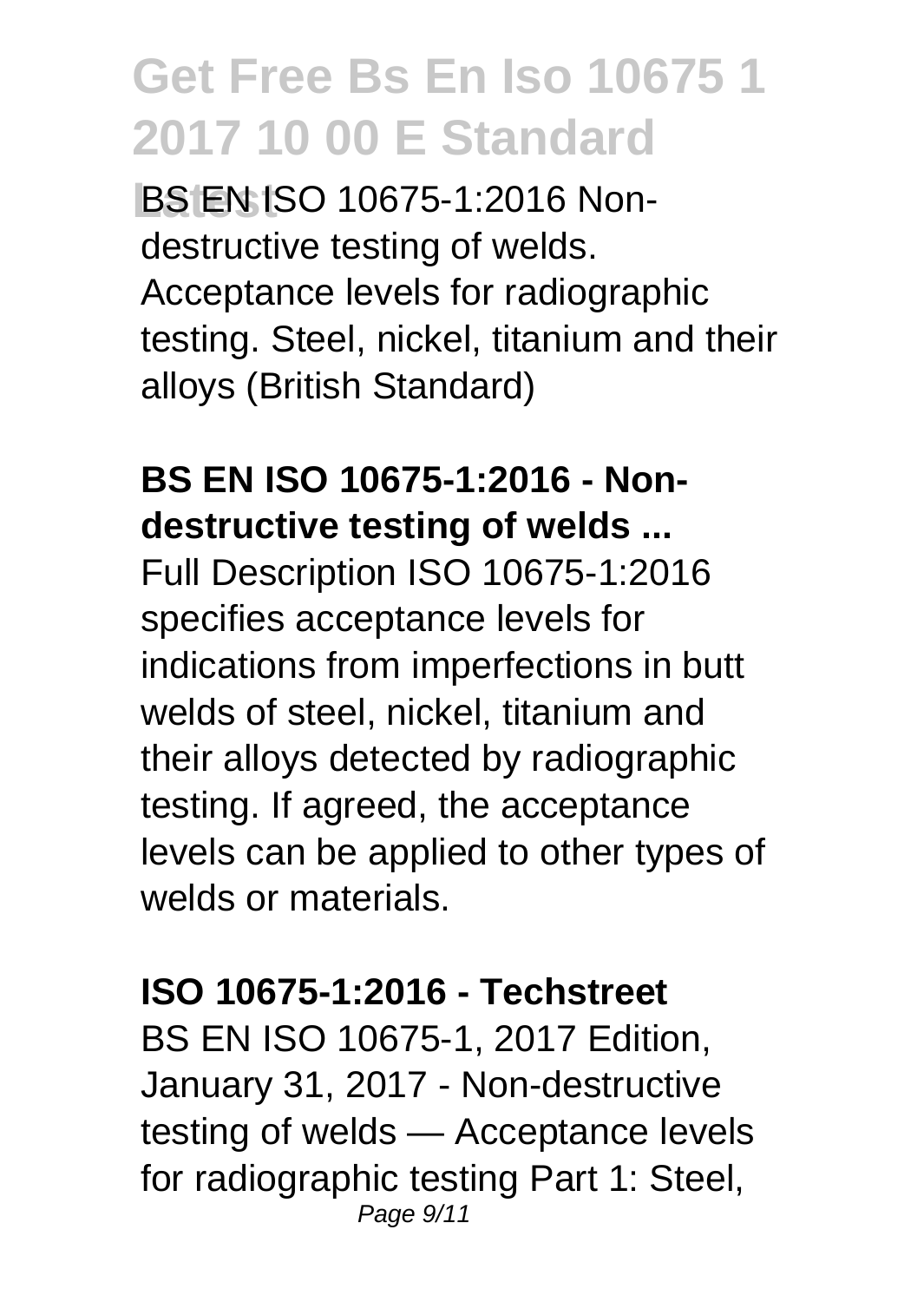BS EN ISO 10675-1:2016 Non-destructive testing of welds. Acceptance levels for radiographic testing. Steel, nickel, titanium and their alloys (British Standard)

**BS EN ISO 10675-1:2016 - Non-destructive testing of welds ...**

Full Description ISO 10675-1:2016 specifies acceptance levels for indications from imperfections in butt welds of steel, nickel, titanium and their alloys detected by radiographic testing. If agreed, the acceptance levels can be applied to other types of welds or materials.

**ISO 10675-1:2016 - Techstreet**

BS EN ISO 10675-1, 2017 Edition, January 31, 2017 - Non-destructive testing of welds — Acceptance levels for radiographic testing Part 1: Steel,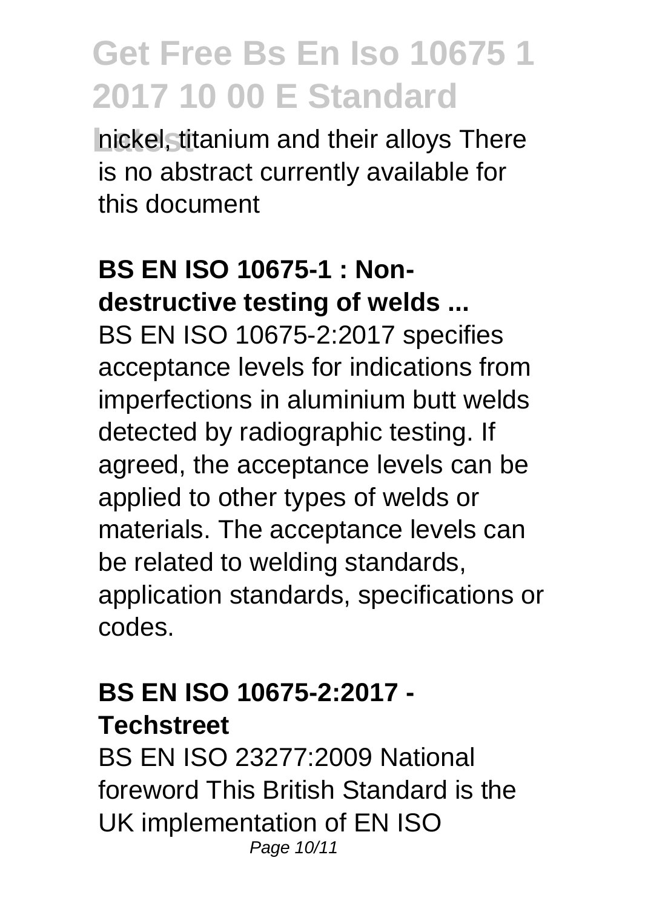nickel, titanium and their alloys There is no abstract currently available for this document

**BS EN ISO 10675-1 : Non-destructive testing of welds ...**

BS EN ISO 10675-2:2017 specifies acceptance levels for indications from imperfections in aluminium butt welds detected by radiographic testing. If agreed, the acceptance levels can be applied to other types of welds or materials. The acceptance levels can be related to welding standards, application standards, specifications or codes.

**BS EN ISO 10675-2:2017 - Techstreet**

BS EN ISO 23277:2009 National foreword This British Standard is the UK implementation of EN ISO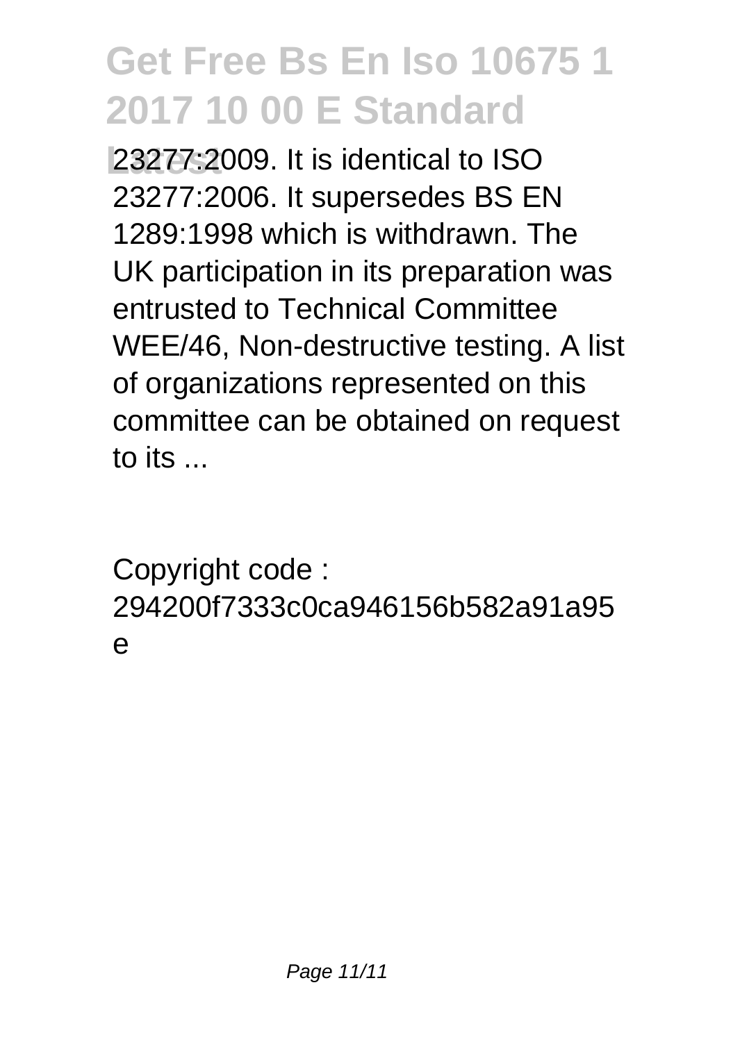23277:2009. It is identical to ISO 23277:2006. It supersedes BS EN 1289:1998 which is withdrawn. The UK participation in its preparation was entrusted to Technical Committee WEE/46, Non-destructive testing. A list of organizations represented on this committee can be obtained on request to its ...

Copyright code : 294200f7333c0ca946156b582a91a95e